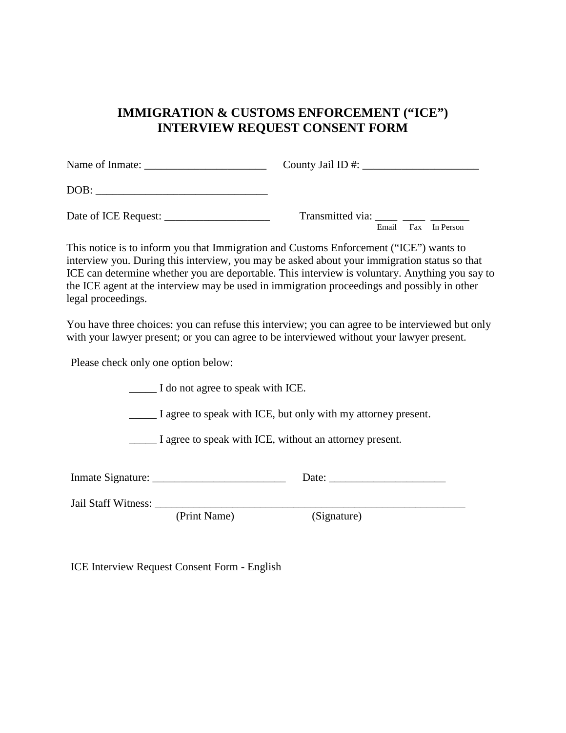# IMMIGRATION & CUSTOMS ENFORCEMENT ("ICE") INTERVIEW REQUEST CONSENT FORM

Name of Inmate: ______________________ County Jail ID #: _____________________

DOB: ______________________________

Date of ICE Request: ___________________ Transmitted via: ____ ____ _______
Email Fax In Person

This notice is to inform you that Immigration and Customs Enforcement ("ICE") wants to interview you. During this interview, you may be asked about your immigration status so that ICE can determine whether you are deportable. This interview is voluntary. Anything you say to the ICE agent at the interview may be used in immigration proceedings and possibly in other legal proceedings.

You have three choices: you can refuse this interview; you can agree to be interviewed but only with your lawyer present; or you can agree to be interviewed without your lawyer present.

Please check only one option below:

_____ I do not agree to speak with ICE.

_____ I agree to speak with ICE, but only with my attorney present.

_____ I agree to speak with ICE, without an attorney present.

Inmate Signature: ________________________ Date: _____________________

Jail Staff Witness: ___________________________________________________________
(Print Name) (Signature)

ICE Interview Request Consent Form - English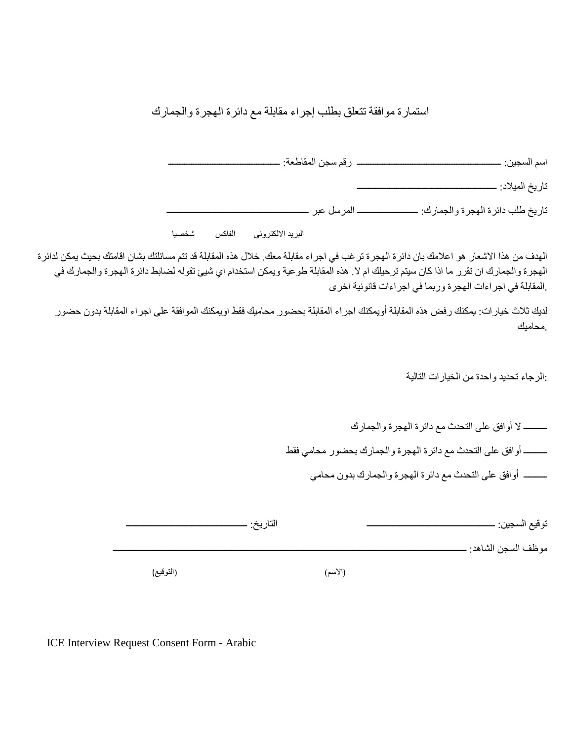# استمارة موافقة تتعلق بطلب إجراء مقابلة مع دائرة الهجرة والجمارك

اسم السجين: ______________ رقم سجن المقاطعة: ______________

تاريخ الميلاد: ______________

تاريخ طلب دائرة الهجرة والجمارك: ________ المرسل عبر ______________

البريد الالكتروني الفاكس شخصيا

الهدف من هذا الاشعار هو اعلامك بان دائرة الهجرة ترغب في اجراء مقابلة معك. خلال هذه المقابلة قد تتم مسائلتك بشان اقامتك بحيث يمكن لدائرة الهجرة والجمارك ان تقرر ما اذا كان سيتم ترحيلك ام لا. هذه المقابلة طوعية ويمكن استخدام اي شيئ تقوله لضابط دائرة الهجرة والجمارك في المقابلة في اجراءات الهجرة وربما في اجراءات قانونية اخرى.

لديك ثلاث خيارات: يمكنك رفض هذه المقابلة أويمكنك اجراء المقابلة بحضور محاميك فقط اويمكنك الموافقة على اجراء المقابلة بدون حضور محاميك.

الرجاء تحديد واحدة من الخيارات التالية:

____ لا أوافق على التحدث مع دائرة الهجرة والجمارك

____ أوافق على التحدث مع دائرة الهجرة والجمارك بحضور محامي فقط

____ أوافق على التحدث مع دائرة الهجرة والجمارك بدون محامي

توقيع السجين: ______________ التاريخ: ______________

موظف السجن الشاهد: ______________________________

(الاسم) (التوقيع)

ICE Interview Request Consent Form - Arabic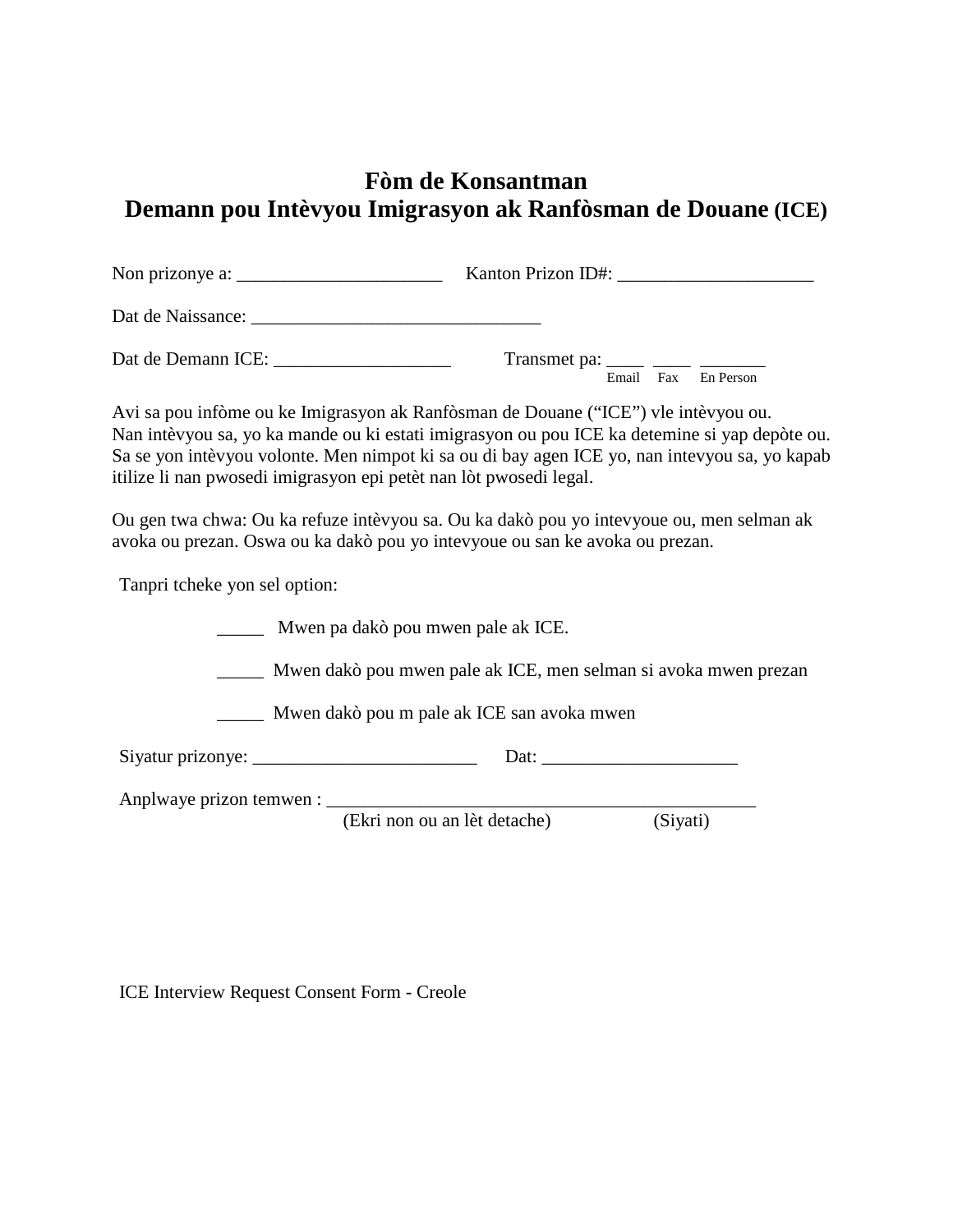# Fòm de Konsantman
## Demann pou Intèvyou Imigrasyon ak Ranfòsman de Douane (ICE)

Non prizonye a: ______________________ Kanton Prizon ID#: _____________________

Dat de Naissance: _______________________________

Dat de Demann ICE: ___________________ Transmet pa: ____ ____ _______
Email Fax En Person

Avi sa pou infòme ou ke Imigrasyon ak Ranfòsman de Douane ("ICE") vle intèvyou ou. Nan intèvyou sa, yo ka mande ou ki estati imigrasyon ou pou ICE ka detemine si yap depòte ou. Sa se yon intèvyou volonte. Men nimpot ki sa ou di bay agen ICE yo, nan intevyou sa, yo kapab itilize li nan pwosedi imigrasyon epi petèt nan lòt pwosedi legal.

Ou gen twa chwa: Ou ka refuze intèvyou sa. Ou ka dakò pou yo intevyoue ou, men selman ak avoka ou prezan. Oswa ou ka dakò pou yo intevyoue ou san ke avoka ou prezan.

Tanpri tcheke yon sel option:

_____ Mwen pa dakò pou mwen pale ak ICE.

_____ Mwen dakò pou mwen pale ak ICE, men selman si avoka mwen prezan

_____ Mwen dakò pou m pale ak ICE san avoka mwen

Siyatur prizonye: ________________________ Dat: _____________________

Anplwaye prizon temwen : _______________________________________________
(Ekri non ou an lèt detache) (Siyati)

ICE Interview Request Consent Form - Creole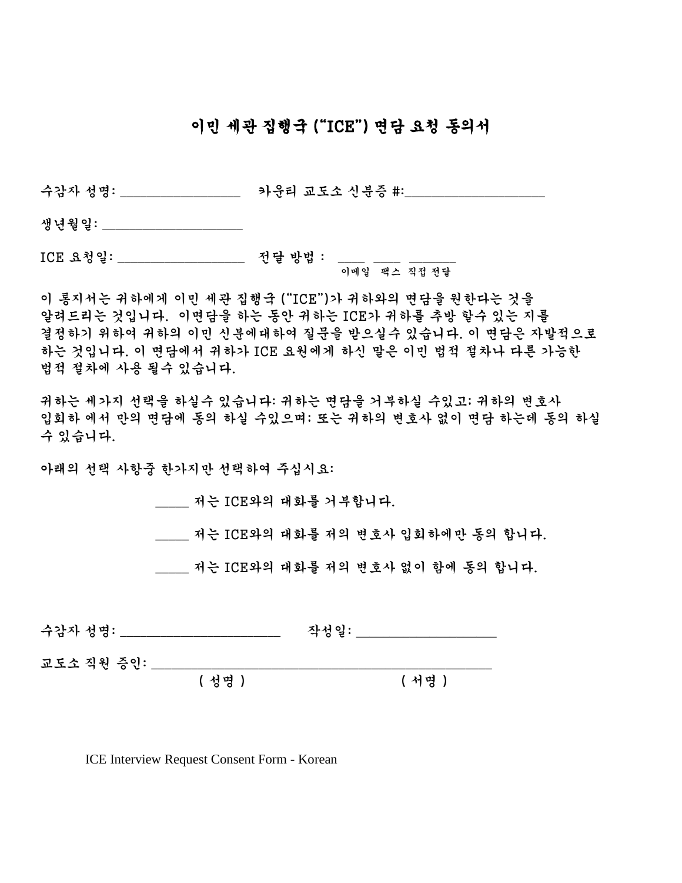# 이민 세관 집행국 ("ICE") 면담 요청 동의서

수감자 성명: _________________ 카운티 교도소 신분증 #:____________________

생년월일: ____________________

ICE 요청일: ___________________ 전달 방법 : ____ ____ ______
이메일 팩스 직접 전달

이 통지서는 귀하에게 이민 세관 집행국 ("ICE")가 귀하와의 면담을 원한다는 것을 알려드리는 것입니다. 이면담을 하는 동안 귀하는 ICE가 귀하를 추방 할수 있는 지를 결정하기 위하여 귀하의 이민 신분에대하여 질문을 받으실수 있습니다. 이 면담은 자발적으로 하는 것입니다. 이 면담에서 귀하가 ICE 요원에게 하신 말은 이민 법적 절차나 다른 가능한 법적 절차에 사용 될수 있습니다.

귀하는 세가지 선택을 하실수 있습니다: 귀하는 면담을 거부하실 수있고; 귀하의 변호사 입회하 에서 만의 면담에 동의 하실 수있으며; 또는 귀하의 변호사 없이 면담 하는데 동의 하실 수 있습니다.

아래의 선택 사항중 한가지만 선택하여 주십시요:

_____ 저는 ICE와의 대화를 거부합니다.

_____ 저는 ICE와의 대화를 저의 변호사 입회하에만 동의 합니다.

_____ 저는 ICE와의 대화를 저의 변호사 없이 함에 동의 합니다.

수감자 성명: _______________________ 작성일: ____________________

교도소 직원 증인: _______________________________________________
( 성명 ) ( 서명 )

ICE Interview Request Consent Form - Korean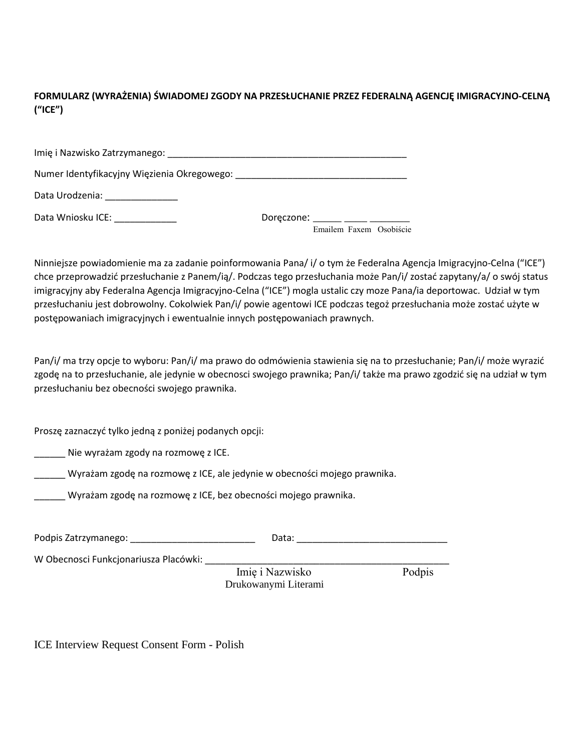**FORMULARZ (WYRAŻENIA) ŚWIADOMEJ ZGODY NA PRZESŁUCHANIE PRZEZ FEDERALNĄ AGENCJĘ IMIGRACYJNO-CELNĄ ("ICE")**

Imię i Nazwisko Zatrzymanego: _______________________________________________

Numer Identyfikacyjny Więzienia Okregowego: _________________________________

Data Urodzenia: ______________

Data Wniosku ICE: ____________ Doręczone: _____ ____ _______
Emailem Faxem Osobiście

Ninniejsze powiadomienie ma za zadanie poinformowania Pana/ i/ o tym że Federalna Agencja Imigracyjno-Celna ("ICE") chce przeprowadzić przesłuchanie z Panem/ią/. Podczas tego przesłuchania może Pan/i/ zostać zapytany/a/ o swój status imigracyjny aby Federalna Agencja Imigracyjno-Celna ("ICE") mogla ustalic czy moze Pana/ia deportowac. Udział w tym przesłuchaniu jest dobrowolny. Cokolwiek Pan/i/ powie agentowi ICE podczas tegoż przesłuchania może zostać użyte w postępowaniach imigracyjnych i ewentualnie innych postępowaniach prawnych.

Pan/i/ ma trzy opcje to wyboru: Pan/i/ ma prawo do odmówienia stawienia się na to przesłuchanie; Pan/i/ może wyrazić zgodę na to przesłuchanie, ale jedynie w obecnosci swojego prawnika; Pan/i/ także ma prawo zgodzić się na udział w tym przesłuchaniu bez obecności swojego prawnika.

Proszę zaznaczyć tylko jedną z poniżej podanych opcji:

______ Nie wyrażam zgody na rozmowę z ICE.

______ Wyrażam zgodę na rozmowę z ICE, ale jedynie w obecności mojego prawnika.

______ Wyrażam zgodę na rozmowę z ICE, bez obecności mojego prawnika.

Podpis Zatrzymanego: ________________________ Data: _____________________________

W Obecnosci Funkcjonariusza Placówki: _______________________________________________
Imię i Nazwisko Drukowanymi Literami Podpis

ICE Interview Request Consent Form - Polish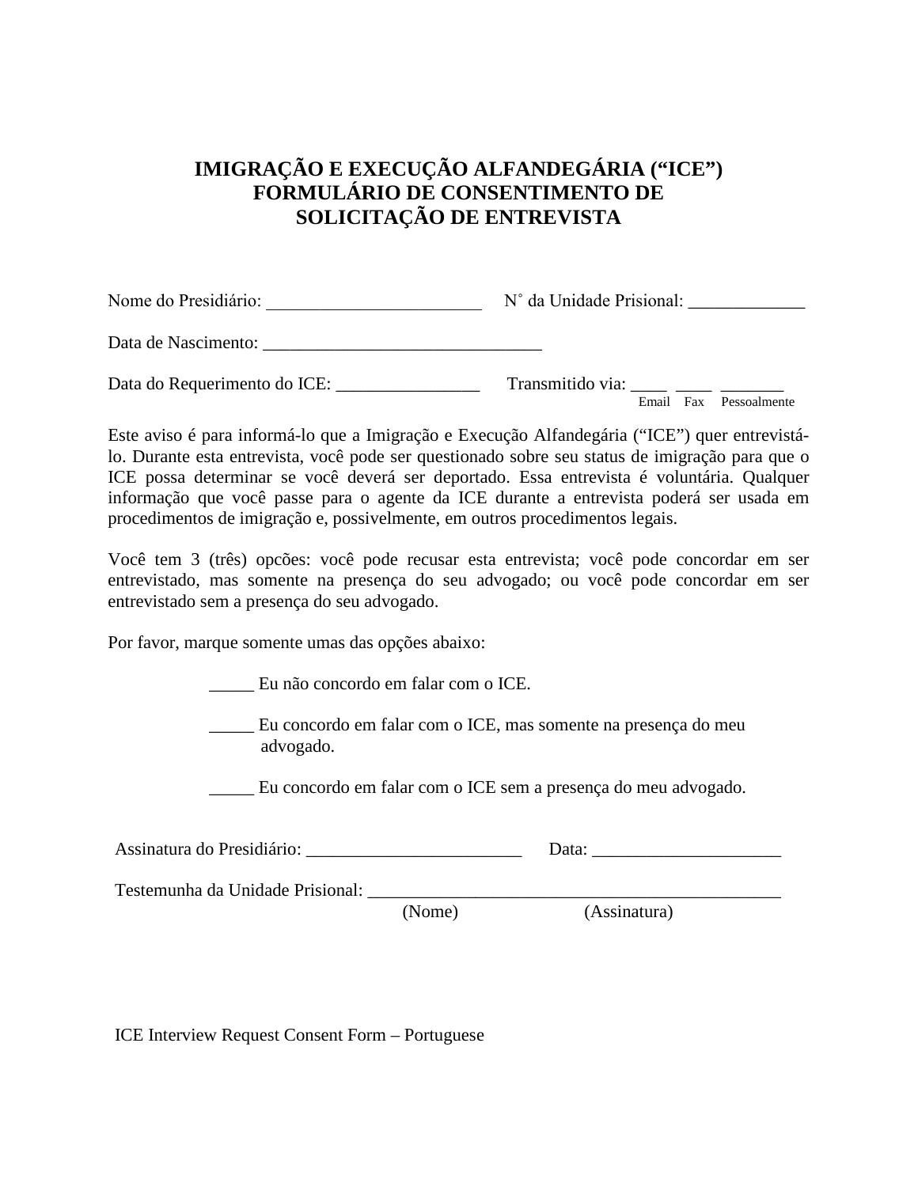# IMIGRAÇÃO E EXECUÇÃO ALFANDEGÁRIA ("ICE") FORMULÁRIO DE CONSENTIMENTO DE SOLICITAÇÃO DE ENTREVISTA

Nome do Presidiário: ________________________ N˚ da Unidade Prisional: _____________

Data de Nascimento: _______________________________

Data do Requerimento do ICE: ________________ Transmitido via: ____ ____ _______
Email Fax Pessoalmente

Este aviso é para informá-lo que a Imigração e Execução Alfandegária ("ICE") quer entrevistá-lo. Durante esta entrevista, você pode ser questionado sobre seu status de imigração para que o ICE possa determinar se você deverá ser deportado. Essa entrevista é voluntária. Qualquer informação que você passe para o agente da ICE durante a entrevista poderá ser usada em procedimentos de imigração e, possivelmente, em outros procedimentos legais.

Você tem 3 (três) opções: você pode recusar esta entrevista; você pode concordar em ser entrevistado, mas somente na presença do seu advogado; ou você pode concordar em ser entrevistado sem a presença do seu advogado.

Por favor, marque somente umas das opções abaixo:

_____ Eu não concordo em falar com o ICE.

_____ Eu concordo em falar com o ICE, mas somente na presença do meu advogado.

_____ Eu concordo em falar com o ICE sem a presença do meu advogado.

Assinatura do Presidiário: ________________________ Data: _____________________

Testemunha da Unidade Prisional: ______________________________________________
(Nome) (Assinatura)

ICE Interview Request Consent Form – Portuguese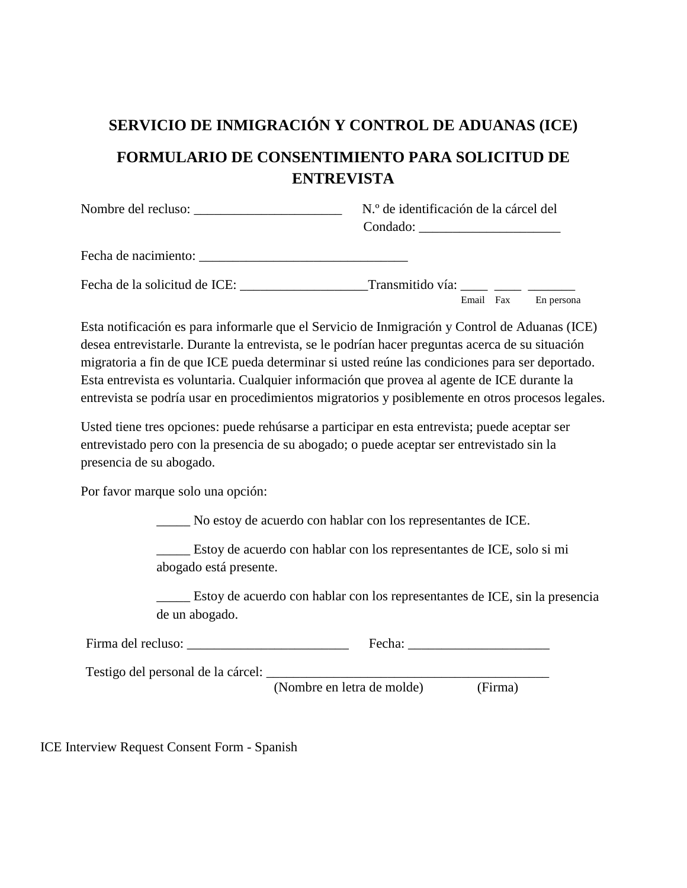## SERVICIO DE INMIGRACIÓN Y CONTROL DE ADUANAS (ICE)

## FORMULARIO DE CONSENTIMIENTO PARA SOLICITUD DE ENTREVISTA

Nombre del recluso: ______________________ N.º de identificación de la cárcel del Condado: _____________________

Fecha de nacimiento: _______________________________

Fecha de la solicitud de ICE: ___________________Transmitido vía: ____ ____ _______
Email Fax En persona

Esta notificación es para informarle que el Servicio de Inmigración y Control de Aduanas (ICE) desea entrevistarle. Durante la entrevista, se le podrían hacer preguntas acerca de su situación migratoria a fin de que ICE pueda determinar si usted reúne las condiciones para ser deportado. Esta entrevista es voluntaria. Cualquier información que provea al agente de ICE durante la entrevista se podría usar en procedimientos migratorios y posiblemente en otros procesos legales.

Usted tiene tres opciones: puede rehúsarse a participar en esta entrevista; puede aceptar ser entrevistado pero con la presencia de su abogado; o puede aceptar ser entrevistado sin la presencia de su abogado.

Por favor marque solo una opción:

_____ No estoy de acuerdo con hablar con los representantes de ICE.

_____ Estoy de acuerdo con hablar con los representantes de ICE, solo si mi abogado está presente.

_____ Estoy de acuerdo con hablar con los representantes de ICE, sin la presencia de un abogado.

Firma del recluso: ________________________ Fecha: _____________________

Testigo del personal de la cárcel: __________________________________________
(Nombre en letra de molde) (Firma)

ICE Interview Request Consent Form - Spanish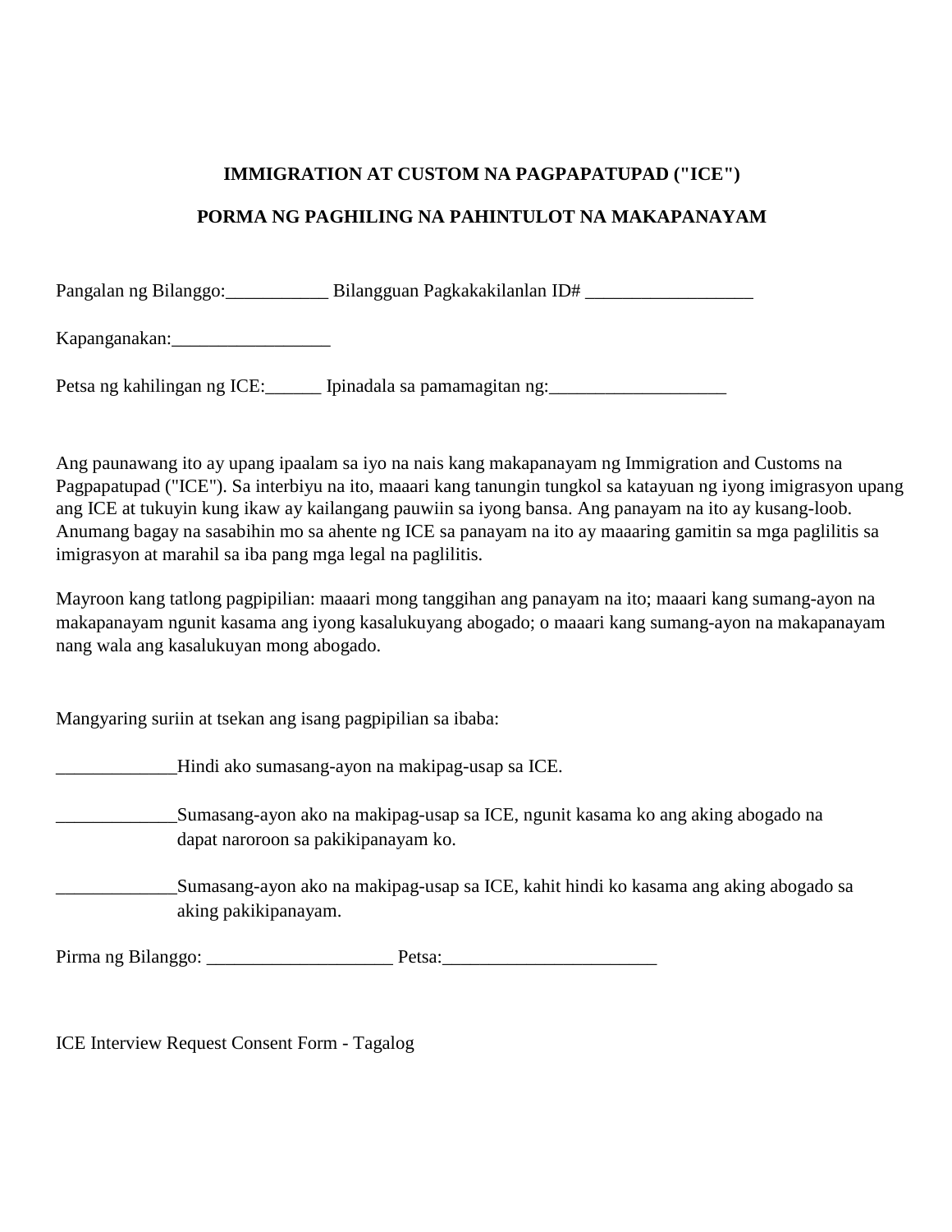**IMMIGRATION AT CUSTOM NA PAGPAPATUPAD ("ICE")**

**PORMA NG PAGHILING NA PAHINTULOT NA MAKAPANAYAM**

Pangalan ng Bilanggo:___________ Bilangguan Pagkakakilanlan ID# __________________

Kapanganakan:_________________

Petsa ng kahilingan ng ICE:______ Ipinadala sa pamamagitan ng:___________________

Ang paunawang ito ay upang ipaalam sa iyo na nais kang makapanayam ng Immigration and Customs na Pagpapatupad ("ICE"). Sa interbiyu na ito, maaari kang tanungin tungkol sa katayuan ng iyong imigrasyon upang ang ICE at tukuyin kung ikaw ay kailangang pauwiin sa iyong bansa. Ang panayam na ito ay kusang-loob. Anumang bagay na sasabihin mo sa ahente ng ICE sa panayam na ito ay maaaring gamitin sa mga paglilitis sa imigrasyon at marahil sa iba pang mga legal na paglilitis.

Mayroon kang tatlong pagpipilian: maaari mong tanggihan ang panayam na ito; maaari kang sumang-ayon na makapapanayam ngunit kasama ang iyong kasalukuyang abogado; o maaari kang sumang-ayon na makapanayam nang wala ang kasalukuyan mong abogado.

Mangyaring suriin at tsekan ang isang pagpipilian sa ibaba:

_____________Hindi ako sumasang-ayon na makipag-usap sa ICE.

_____________Sumasang-ayon ako na makipag-usap sa ICE, ngunit kasama ko ang aking abogado na dapat naroroon sa pakikipanayam ko.

_____________Sumasang-ayon ako na makipag-usap sa ICE, kahit hindi ko kasama ang aking abogado sa aking pakikipanayam.

Pirma ng Bilanggo: ____________________ Petsa:_______________________

ICE Interview Request Consent Form - Tagalog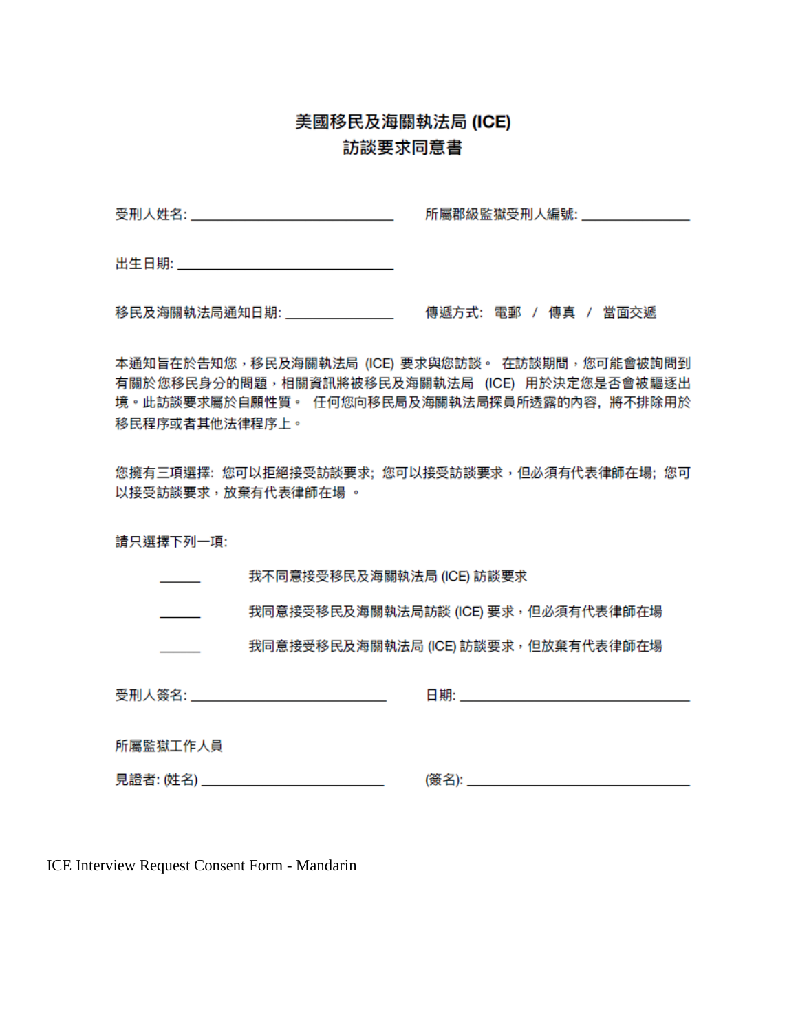# 美國移民及海關執法局 (ICE)
## 訪談要求同意書

受刑人姓名: ______________________________ 所屬郡級監獄受刑人編號: ________________

出生日期: ________________________________

移民及海關執法局通知日期: ________________ 傳遞方式: 電郵 / 傳真 / 當面交遞

本通知旨在於告知您，移民及海關執法局 (ICE) 要求與您訪談。 在訪談期間，您可能會被詢問到有關於您移民身分的問題，相關資訊將被移民及海關執法局 (ICE) 用於決定您是否會被驅逐出境。此訪談要求屬於自願性質。 任何您向移民局及海關執法局探員所透露的內容，將不排除用於移民程序或者其他法律程序上。

您擁有三項選擇: 您可以拒絕接受訪談要求; 您可以接受訪談要求，但必須有代表律師在場; 您可以接受訪談要求，放棄有代表律師在場 。

請只選擇下列一項:

______ 我不同意接受移民及海關執法局 (ICE) 訪談要求

______ 我同意接受移民及海關執法局訪談 (ICE) 要求，但必須有代表律師在場

______ 我同意接受移民及海關執法局 (ICE) 訪談要求，但放棄有代表律師在場

受刑人簽名: _____________________________ 日期: __________________________________

所屬監獄工作人員

見證者: (姓名) ___________________________ (簽名): _________________________________

ICE Interview Request Consent Form - Mandarin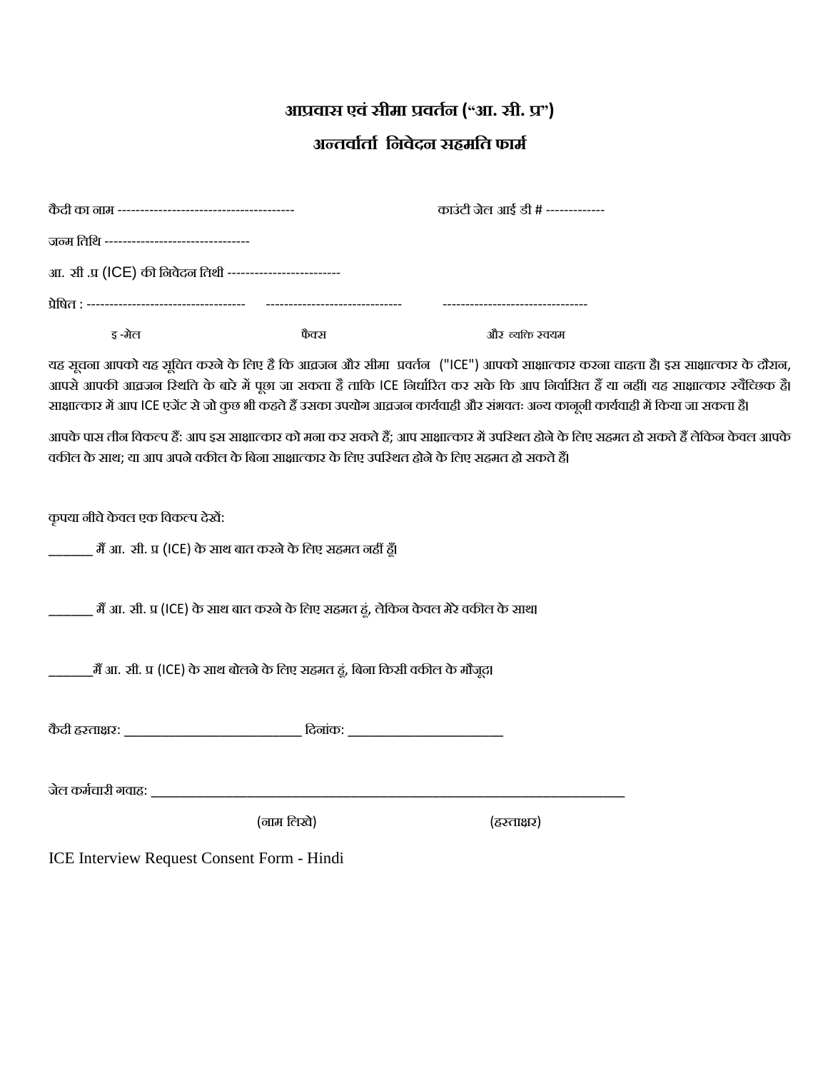# आप्रवास एवं सीमा प्रवर्तन ("आ. सी. प्र")

## अन्तर्वार्ता निवेदन सहमति फार्म

कैदी का नाम ---------------------------------------- काउंटी जेल आई डी # -------------

जन्म तिथि --------------------------------

आ. सी .प्र (ICE) की निवेदन तिथी -------------------------

प्रेषित : ----------------------------------- ------------------------------ --------------------------------

इ -मेल फैक्स और व्यक्ति स्वयम

यह सूचना आपको यह सूचित करने के लिए है कि आव्रजन और सीमा प्रवर्तन ("ICE") आपको साक्षात्कार करना चाहता है। इस साक्षात्कार के दौरान, आपसे आपकी आव्रजन स्थिति के बारे में पूछा जा सकता है ताकि ICE निर्धारित कर सके कि आप निर्वासित हैं या नहीं। यह साक्षात्कार स्वैच्छिक है। साक्षात्कार में आप ICE एजेंट से जो कुछ भी कहते हैं उसका उपयोग आव्रजन कार्यवाही और संभवतः अन्य कानूनी कार्यवाही में किया जा सकता है।

आपके पास तीन विकल्प हैं: आप इस साक्षात्कार को मना कर सकते हैं; आप साक्षात्कार में उपस्थित होने के लिए सहमत हो सकते हैं लेकिन केवल आपके वकील के साथ; या आप अपने वकील के बिना साक्षात्कार के लिए उपस्थित होने के लिए सहमत हो सकते हैं।

कृपया नीचे केवल एक विकल्प देखें:

_______ मैं आ. सी. प्र (ICE) के साथ बात करने के लिए सहमत नहीं हूँ।

_______ मैं आ. सी. प्र (ICE) के साथ बात करने के लिए सहमत हूं, लेकिन केवल मेरे वकील के साथ।

_______मैं आ. सी. प्र (ICE) के साथ बोलने के लिए सहमत हूं, बिना किसी वकील के मौजूद।

कैदी हस्ताक्षर: ___________________________ दिनांक: ________________________

जेल कर्मचारी गवाह: ________________________________________________________________________

(नाम लिखे) (हस्ताक्षर)

ICE Interview Request Consent Form - Hindi